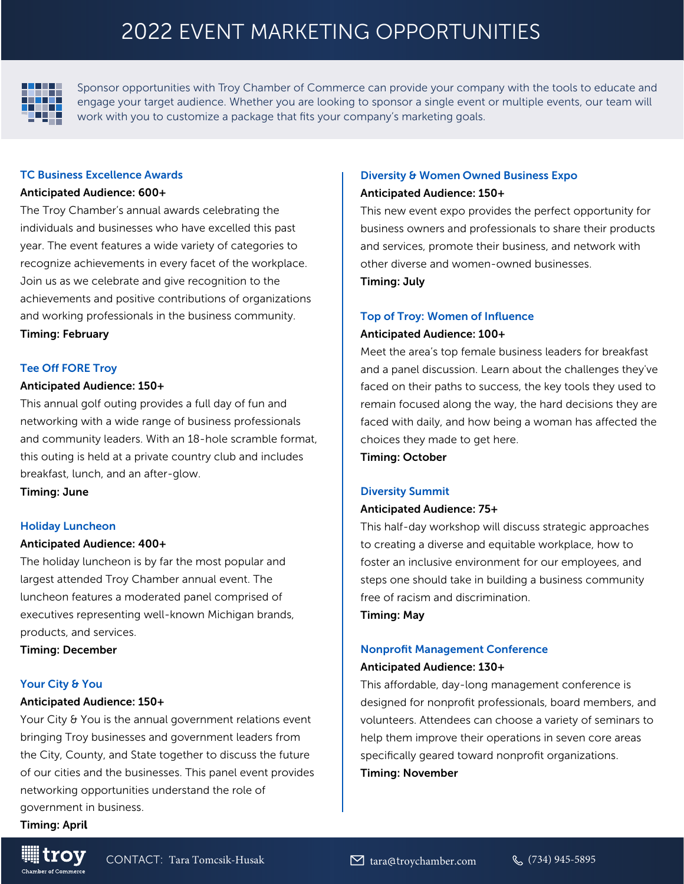# 2022 EVENT MARKETING OPPORTUNITIES

Sponsor opportunities with Troy Chamber of Commerce can provide your company with the tools to educate and engage your target audience. Whether you are looking to sponsor a single event or multiple events, our team will work with you to customize a package that fits your company's marketing goals.

## TC Business Excellence Awards

**Anticipated Audience: 600+**

The Troy Chamber's annual awards celebrating the individuals and businesses who have excelled this past year. The event features a wide variety of categories to recognize achievements in every facet of the workplace. Join us as we celebrate and give recognition to the achievements and positive contributions of organizations and working professionals in the business community.

**Timing: February**

## Tee Off FORE Troy

**Anticipated Audience: 150+**

This annual golf outing provides a full day of fun and networking with a wide range of business professionals and community leaders. With an 18-hole scramble format, this outing is held at a private country club and includes breakfast, lunch, and an after-glow.

**Timing: June**

## Holiday Luncheon

**Anticipated Audience: 400+**

The holiday luncheon is by far the most popular and largest attended Troy Chamber annual event. The luncheon features a moderated panel comprised of executives representing well-known Michigan brands, products, and services.

**Timing: December**

## Your City & You

**Anticipated Audience: 150+**

Your City & You is the annual government relations event bringing Troy businesses and government leaders from the City, County, and State together to discuss the future of our cities and the businesses. This panel event provides networking opportunities understand the role of government in business.

**Timing: April**

## Diversity & Women Owned Business Expo

**Anticipated Audience: 150+**

This new event expo provides the perfect opportunity for business owners and professionals to share their products and services, promote their business, and network with other diverse and women-owned businesses.

**Timing: July**

## Top of Troy: Women of Influence

**Anticipated Audience: 100+**

Meet the area's top female business leaders for breakfast and a panel discussion. Learn about the challenges they've faced on their paths to success, the key tools they used to remain focused along the way, the hard decisions they are faced with daily, and how being a woman has affected the choices they made to get here.

**Timing: October**

## Diversity Summit

**Anticipated Audience: 75+**

This half-day workshop will discuss strategic approaches to creating a diverse and equitable workplace, how to foster an inclusive environment for our employees, and steps one should take in building a business community free of racism and discrimination.

**Timing: May**

## Nonprofit Management Conference

**Anticipated Audience: 130+**

This affordable, day-long management conference is designed for nonprofit professionals, board members, and volunteers. Attendees can choose a variety of seminars to help them improve their operations in seven core areas specifically geared toward nonprofit organizations.

**Timing: November**

troy Chamber of Commerce

CONTACT: Tara Tomcsik-Husak | tara@troychamber.com | (734) 945-5895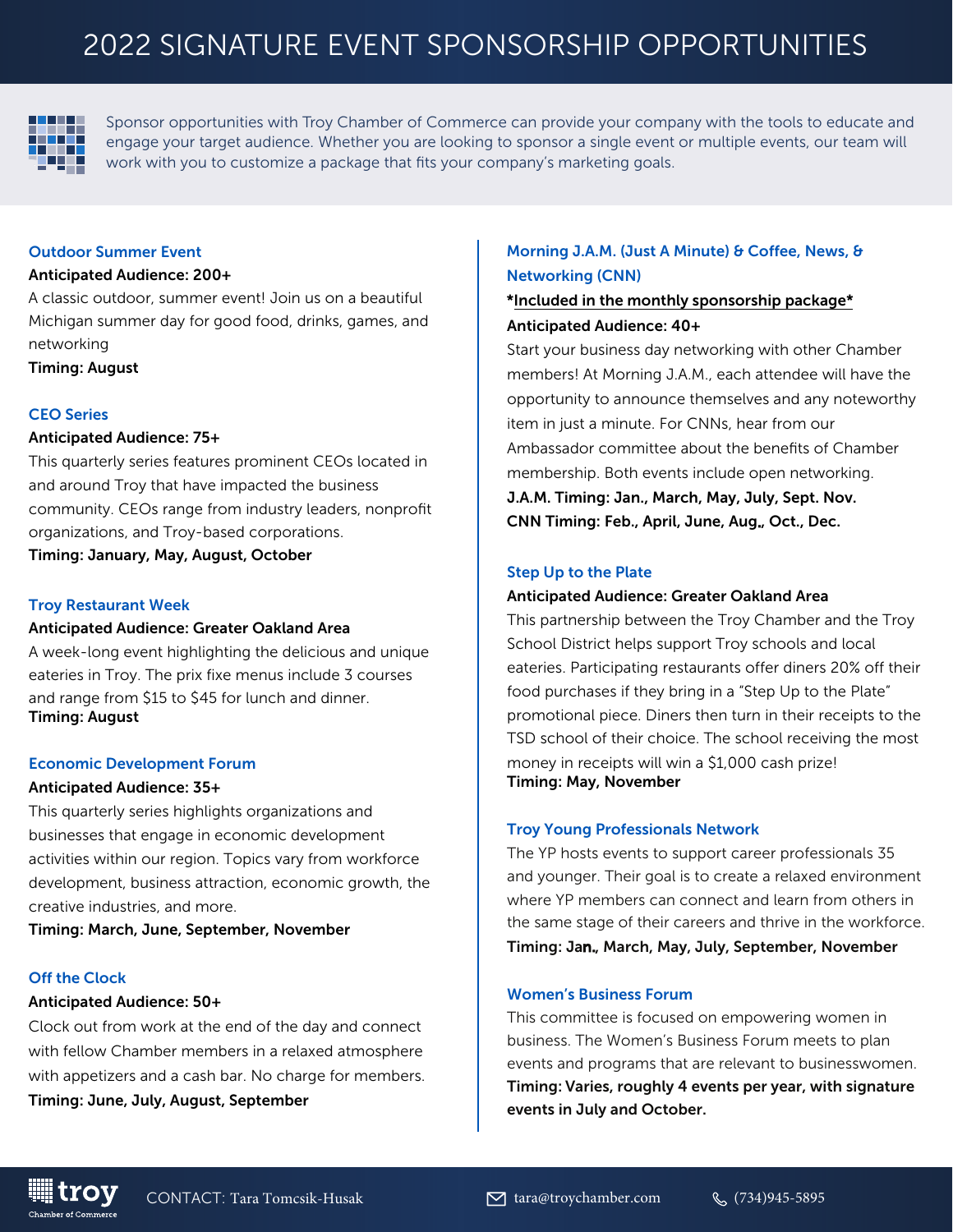# 2022 SIGNATURE EVENT SPONSORSHIP OPPORTUNITIES

Sponsor opportunities with Troy Chamber of Commerce can provide your company with the tools to educate and engage your target audience. Whether you are looking to sponsor a single event or multiple events, our team will work with you to customize a package that fits your company's marketing goals.

### Outdoor Summer Event

**Anticipated Audience: 200+**

A classic outdoor, summer event! Join us on a beautiful Michigan summer day for good food, drinks, games, and networking

**Timing: August**

### CEO Series

**Anticipated Audience: 75+**

This quarterly series features prominent CEOs located in and around Troy that have impacted the business community. CEOs range from industry leaders, nonprofit organizations, and Troy-based corporations.

**Timing: January, May, August, October**

### Troy Restaurant Week

**Anticipated Audience: Greater Oakland Area**

A week-long event highlighting the delicious and unique eateries in Troy. The prix fixe menus include 3 courses and range from $15 to $45 for lunch and dinner.

**Timing: August**

### Economic Development Forum

**Anticipated Audience: 35+**

This quarterly series highlights organizations and businesses that engage in economic development activities within our region. Topics vary from workforce development, business attraction, economic growth, the creative industries, and more.

**Timing: March, June, September, November**

### Off the Clock

**Anticipated Audience: 50+**

Clock out from work at the end of the day and connect with fellow Chamber members in a relaxed atmosphere with appetizers and a cash bar. No charge for members.

**Timing: June, July, August, September**

### Morning J.A.M. (Just A Minute) & Coffee, News, & Networking (CNN)

***Included in the monthly sponsorship package***

**Anticipated Audience: 40+**

Start your business day networking with other Chamber members! At Morning J.A.M., each attendee will have the opportunity to announce themselves and any noteworthy item in just a minute. For CNNs, hear from our Ambassador committee about the benefits of Chamber membership. Both events include open networking.

**J.A.M. Timing: Jan., March, May, July, Sept. Nov.**

**CNN Timing: Feb., April, June, Aug., Oct., Dec.**

### Step Up to the Plate

**Anticipated Audience: Greater Oakland Area**

This partnership between the Troy Chamber and the Troy School District helps support Troy schools and local eateries. Participating restaurants offer diners 20% off their food purchases if they bring in a "Step Up to the Plate" promotional piece. Diners then turn in their receipts to the TSD school of their choice. The school receiving the most money in receipts will win a $1,000 cash prize!

**Timing: May, November**

### Troy Young Professionals Network

The YP hosts events to support career professionals 35 and younger. Their goal is to create a relaxed environment where YP members can connect and learn from others in the same stage of their careers and thrive in the workforce.

**Timing: Jan., March, May, July, September, November**

### Women's Business Forum

This committee is focused on empowering women in business. The Women's Business Forum meets to plan events and programs that are relevant to businesswomen.

**Timing: Varies, roughly 4 events per year, with signature events in July and October.**

troy Chamber of Commerce

CONTACT: Tara Tomcsik-Husak | tara@troychamber.com | (734)945-5895